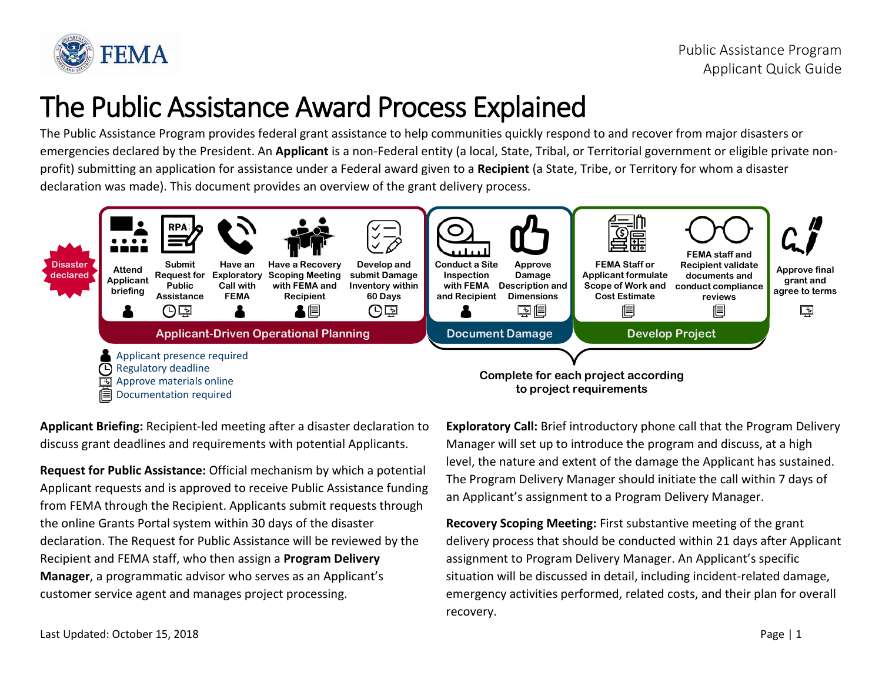# The Public Assistance Award Process Explained

The Public Assistance Program provides federal grant assistance to help communities quickly respond to and recover from major disasters or emergencies declared by the President. An **Applicant** is a non-Federal entity (a local, State, Tribal, or Territorial government or eligible private non-profit) submitting an application for assistance under a Federal award given to a **Recipient** (a State, Tribe, or Territory for whom a disaster declaration was made). This document provides an overview of the grant delivery process.

Disaster declared

**Applicant-Driven Operational Planning**

- Attend Applicant briefing
- Submit Request for Public Assistance
- Have an Exploratory Call with FEMA
- Have a Recovery Scoping Meeting with FEMA and Recipient
- Develop and submit Damage Inventory within 60 Days

**Document Damage**

- Conduct a Site Inspection with FEMA and Recipient
- Approve Damage Description and Dimensions

**Develop Project**

- FEMA Staff or Applicant formulate Scope of Work and Cost Estimate
- FEMA staff and Recipient validate documents and conduct compliance reviews

Approve final grant and agree to terms

Complete for each project according to project requirements

Legend:
- Applicant presence required
- Regulatory deadline
- Approve materials online
- Documentation required

**Applicant Briefing:** Recipient-led meeting after a disaster declaration to discuss grant deadlines and requirements with potential Applicants.

**Request for Public Assistance:** Official mechanism by which a potential Applicant requests and is approved to receive Public Assistance funding from FEMA through the Recipient. Applicants submit requests through the online Grants Portal system within 30 days of the disaster declaration. The Request for Public Assistance will be reviewed by the Recipient and FEMA staff, who then assign a **Program Delivery Manager**, a programmatic advisor who serves as an Applicant's customer service agent and manages project processing.

**Exploratory Call:** Brief introductory phone call that the Program Delivery Manager will set up to introduce the program and discuss, at a high level, the nature and extent of the damage the Applicant has sustained. The Program Delivery Manager should initiate the call within 7 days of an Applicant's assignment to a Program Delivery Manager.

**Recovery Scoping Meeting:** First substantive meeting of the grant delivery process that should be conducted within 21 days after Applicant assignment to Program Delivery Manager. An Applicant's specific situation will be discussed in detail, including incident-related damage, emergency activities performed, related costs, and their plan for overall recovery.

Last Updated: October 15, 2018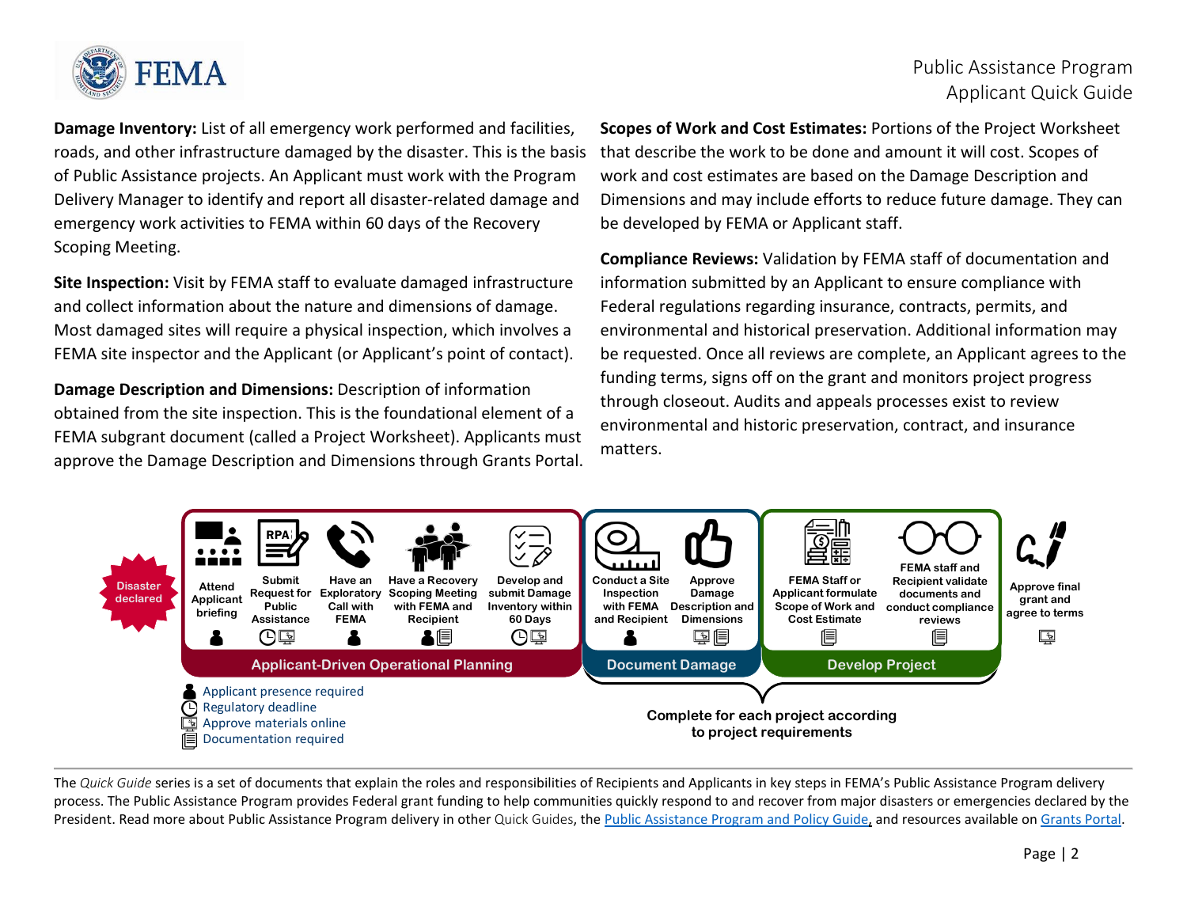**Damage Inventory:** List of all emergency work performed and facilities, roads, and other infrastructure damaged by the disaster. This is the basis of Public Assistance projects. An Applicant must work with the Program Delivery Manager to identify and report all disaster-related damage and emergency work activities to FEMA within 60 days of the Recovery Scoping Meeting.

**Site Inspection:** Visit by FEMA staff to evaluate damaged infrastructure and collect information about the nature and dimensions of damage. Most damaged sites will require a physical inspection, which involves a FEMA site inspector and the Applicant (or Applicant's point of contact).

**Damage Description and Dimensions:** Description of information obtained from the site inspection. This is the foundational element of a FEMA subgrant document (called a Project Worksheet). Applicants must approve the Damage Description and Dimensions through Grants Portal.

**Scopes of Work and Cost Estimates:** Portions of the Project Worksheet that describe the work to be done and amount it will cost. Scopes of work and cost estimates are based on the Damage Description and Dimensions and may include efforts to reduce future damage. They can be developed by FEMA or Applicant staff.

**Compliance Reviews:** Validation by FEMA staff of documentation and information submitted by an Applicant to ensure compliance with Federal regulations regarding insurance, contracts, permits, and environmental and historical preservation. Additional information may be requested. Once all reviews are complete, an Applicant agrees to the funding terms, signs off on the grant and monitors project progress through closeout. Audits and appeals processes exist to review environmental and historic preservation, contract, and insurance matters.

Disaster declared

Applicant-Driven Operational Planning
- Attend Applicant briefing
- Submit Request for Public Assistance
- Have an Exploratory Call with FEMA
- Have a Recovery Scoping Meeting with FEMA and Recipient
- Develop and submit Damage Inventory within 60 Days

Document Damage
- Conduct a Site Inspection with FEMA and Recipient
- Approve Damage Description and Dimensions

Develop Project
- FEMA Staff or Applicant formulate Scope of Work and Cost Estimate
- FEMA staff and Recipient validate documents and conduct compliance reviews

Approve final grant and agree to terms

Complete for each project according to project requirements

- Applicant presence required
- Regulatory deadline
- Approve materials online
- Documentation required

The *Quick Guide* series is a set of documents that explain the roles and responsibilities of Recipients and Applicants in key steps in FEMA's Public Assistance Program delivery process. The Public Assistance Program provides Federal grant funding to help communities quickly respond to and recover from major disasters or emergencies declared by the President. Read more about Public Assistance Program delivery in other Quick Guides, the Public Assistance Program and Policy Guide, and resources available on Grants Portal.